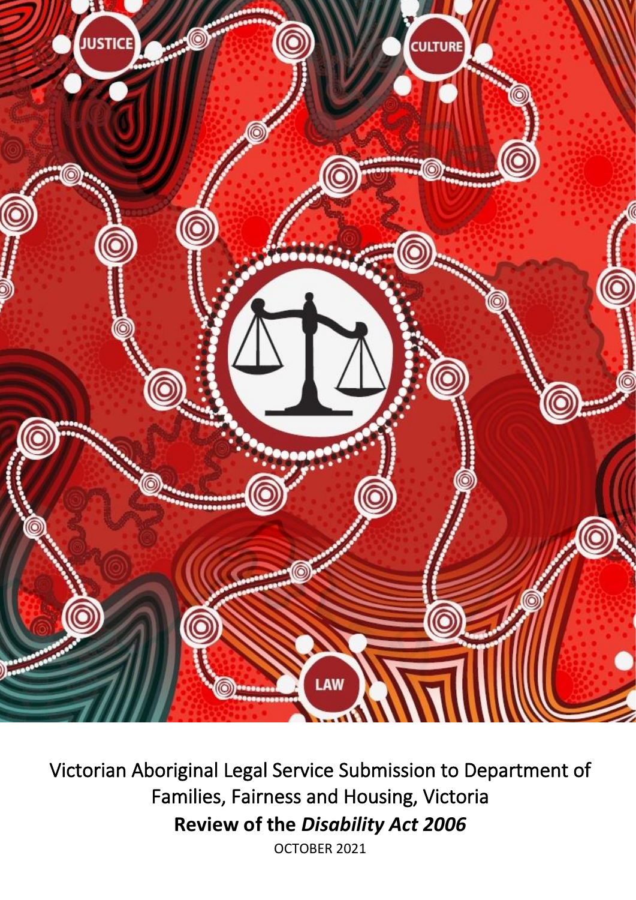Victorian Aboriginal Legal Service Submission to Department of Families, Fairness and Housing, Victoria

# Review of the *Disability Act 2006*

OCTOBER 2021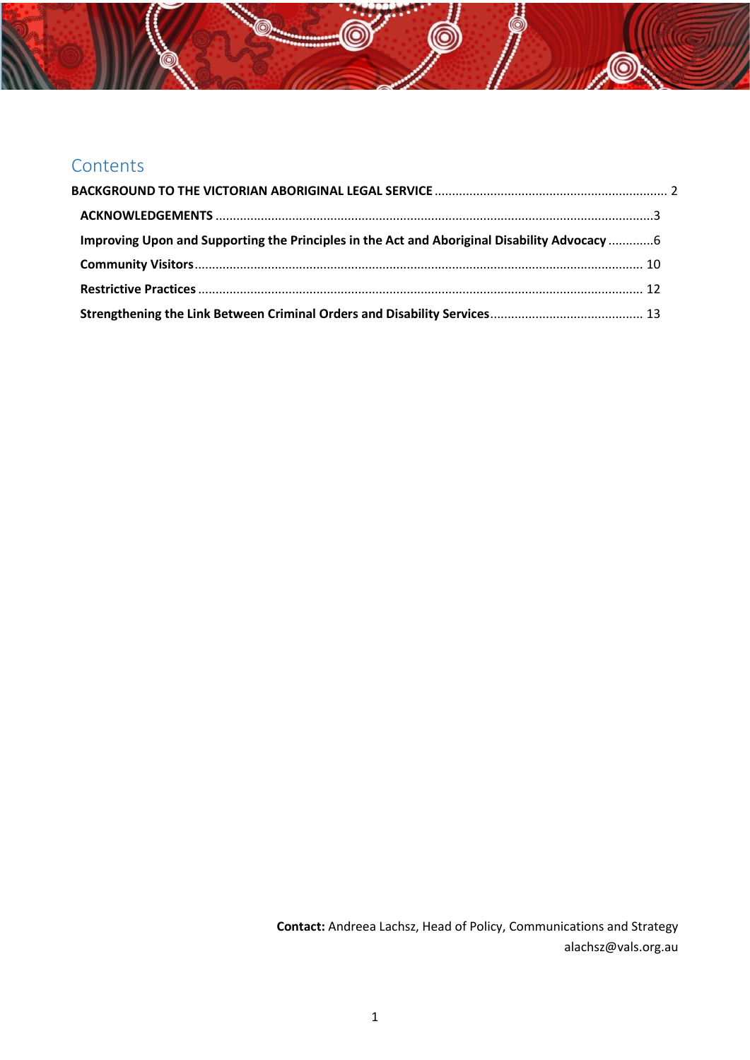## Contents

**BACKGROUND TO THE VICTORIAN ABORIGINAL LEGAL SERVICE** .................................................................. 2

- **ACKNOWLEDGEMENTS** ............................................................................................................................3
- **Improving Upon and Supporting the Principles in the Act and Aboriginal Disability Advocacy** .............6
- **Community Visitors** ................................................................................................................................. 10
- **Restrictive Practices** ............................................................................................................................... 12
- **Strengthening the Link Between Criminal Orders and Disability Services** ............................................ 13

**Contact:** Andreea Lachsz, Head of Policy, Communications and Strategy
alachsz@vals.org.au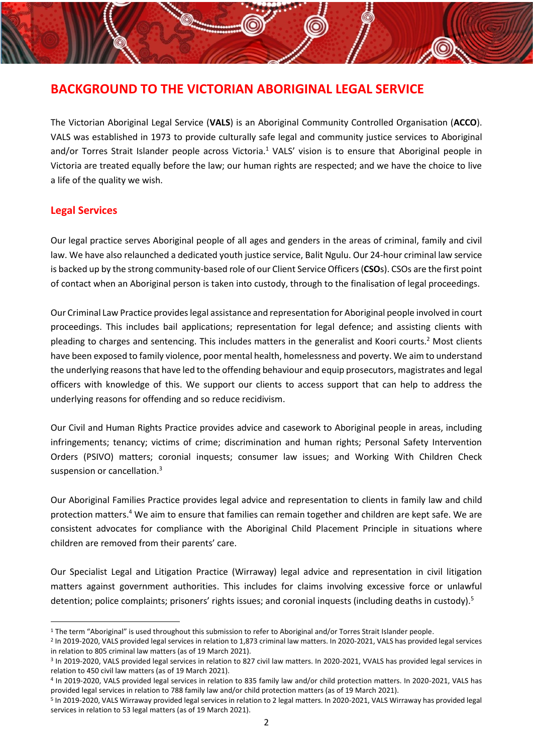# BACKGROUND TO THE VICTORIAN ABORIGINAL LEGAL SERVICE

The Victorian Aboriginal Legal Service (**VALS**) is an Aboriginal Community Controlled Organisation (**ACCO**). VALS was established in 1973 to provide culturally safe legal and community justice services to Aboriginal and/or Torres Strait Islander people across Victoria.[1] VALS' vision is to ensure that Aboriginal people in Victoria are treated equally before the law; our human rights are respected; and we have the choice to live a life of the quality we wish.

## Legal Services

Our legal practice serves Aboriginal people of all ages and genders in the areas of criminal, family and civil law. We have also relaunched a dedicated youth justice service, Balit Ngulu. Our 24-hour criminal law service is backed up by the strong community-based role of our Client Service Officers (**CSO**s). CSOs are the first point of contact when an Aboriginal person is taken into custody, through to the finalisation of legal proceedings.

Our Criminal Law Practice provides legal assistance and representation for Aboriginal people involved in court proceedings. This includes bail applications; representation for legal defence; and assisting clients with pleading to charges and sentencing. This includes matters in the generalist and Koori courts.[2] Most clients have been exposed to family violence, poor mental health, homelessness and poverty. We aim to understand the underlying reasons that have led to the offending behaviour and equip prosecutors, magistrates and legal officers with knowledge of this. We support our clients to access support that can help to address the underlying reasons for offending and so reduce recidivism.

Our Civil and Human Rights Practice provides advice and casework to Aboriginal people in areas, including infringements; tenancy; victims of crime; discrimination and human rights; Personal Safety Intervention Orders (PSIVO) matters; coronial inquests; consumer law issues; and Working With Children Check suspension or cancellation.[3]

Our Aboriginal Families Practice provides legal advice and representation to clients in family law and child protection matters.[4] We aim to ensure that families can remain together and children are kept safe. We are consistent advocates for compliance with the Aboriginal Child Placement Principle in situations where children are removed from their parents' care.

Our Specialist Legal and Litigation Practice (Wirraway) legal advice and representation in civil litigation matters against government authorities. This includes for claims involving excessive force or unlawful detention; police complaints; prisoners' rights issues; and coronial inquests (including deaths in custody).[5]

---

[1] The term "Aboriginal" is used throughout this submission to refer to Aboriginal and/or Torres Strait Islander people.

[2] In 2019-2020, VALS provided legal services in relation to 1,873 criminal law matters. In 2020-2021, VALS has provided legal services in relation to 805 criminal law matters (as of 19 March 2021).

[3] In 2019-2020, VALS provided legal services in relation to 827 civil law matters. In 2020-2021, VVALS has provided legal services in relation to 450 civil law matters (as of 19 March 2021).

[4] In 2019-2020, VALS provided legal services in relation to 835 family law and/or child protection matters. In 2020-2021, VALS has provided legal services in relation to 788 family law and/or child protection matters (as of 19 March 2021).

[5] In 2019-2020, VALS Wirraway provided legal services in relation to 2 legal matters. In 2020-2021, VALS Wirraway has provided legal services in relation to 53 legal matters (as of 19 March 2021).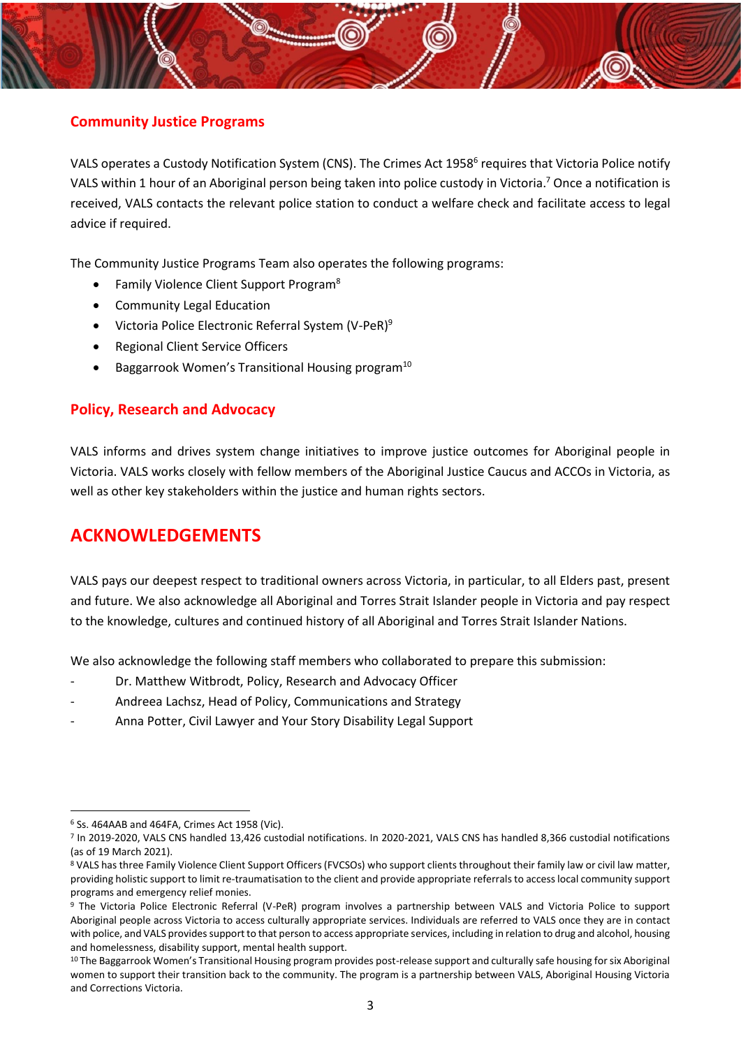## Community Justice Programs

VALS operates a Custody Notification System (CNS). The Crimes Act 1958[6] requires that Victoria Police notify VALS within 1 hour of an Aboriginal person being taken into police custody in Victoria.[7] Once a notification is received, VALS contacts the relevant police station to conduct a welfare check and facilitate access to legal advice if required.

The Community Justice Programs Team also operates the following programs:

- Family Violence Client Support Program[8]
- Community Legal Education
- Victoria Police Electronic Referral System (V-PeR)[9]
- Regional Client Service Officers
- Baggarrook Women's Transitional Housing program[10]

## Policy, Research and Advocacy

VALS informs and drives system change initiatives to improve justice outcomes for Aboriginal people in Victoria. VALS works closely with fellow members of the Aboriginal Justice Caucus and ACCOs in Victoria, as well as other key stakeholders within the justice and human rights sectors.

# ACKNOWLEDGEMENTS

VALS pays our deepest respect to traditional owners across Victoria, in particular, to all Elders past, present and future. We also acknowledge all Aboriginal and Torres Strait Islander people in Victoria and pay respect to the knowledge, cultures and continued history of all Aboriginal and Torres Strait Islander Nations.

We also acknowledge the following staff members who collaborated to prepare this submission:

- Dr. Matthew Witbrodt, Policy, Research and Advocacy Officer
- Andreea Lachsz, Head of Policy, Communications and Strategy
- Anna Potter, Civil Lawyer and Your Story Disability Legal Support

---

[6] Ss. 464AAB and 464FA, Crimes Act 1958 (Vic).

[7] In 2019-2020, VALS CNS handled 13,426 custodial notifications. In 2020-2021, VALS CNS has handled 8,366 custodial notifications (as of 19 March 2021).

[8] VALS has three Family Violence Client Support Officers (FVCSOs) who support clients throughout their family law or civil law matter, providing holistic support to limit re-traumatisation to the client and provide appropriate referrals to access local community support programs and emergency relief monies.

[9] The Victoria Police Electronic Referral (V-PeR) program involves a partnership between VALS and Victoria Police to support Aboriginal people across Victoria to access culturally appropriate services. Individuals are referred to VALS once they are in contact with police, and VALS provides support to that person to access appropriate services, including in relation to drug and alcohol, housing and homelessness, disability support, mental health support.

[10] The Baggarrook Women's Transitional Housing program provides post-release support and culturally safe housing for six Aboriginal women to support their transition back to the community. The program is a partnership between VALS, Aboriginal Housing Victoria and Corrections Victoria.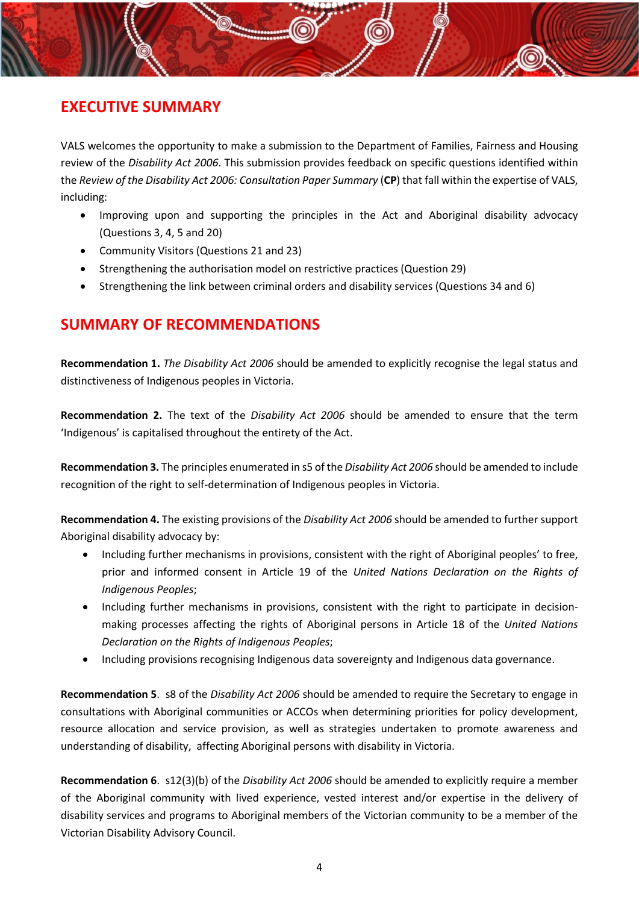## EXECUTIVE SUMMARY

VALS welcomes the opportunity to make a submission to the Department of Families, Fairness and Housing review of the *Disability Act 2006*. This submission provides feedback on specific questions identified within the *Review of the Disability Act 2006: Consultation Paper Summary* (**CP**) that fall within the expertise of VALS, including:

- Improving upon and supporting the principles in the Act and Aboriginal disability advocacy (Questions 3, 4, 5 and 20)
- Community Visitors (Questions 21 and 23)
- Strengthening the authorisation model on restrictive practices (Question 29)
- Strengthening the link between criminal orders and disability services (Questions 34 and 6)

## SUMMARY OF RECOMMENDATIONS

**Recommendation 1.** *The Disability Act 2006* should be amended to explicitly recognise the legal status and distinctiveness of Indigenous peoples in Victoria.

**Recommendation 2.** The text of the *Disability Act 2006* should be amended to ensure that the term 'Indigenous' is capitalised throughout the entirety of the Act.

**Recommendation 3.** The principles enumerated in s5 of the *Disability Act 2006* should be amended to include recognition of the right to self-determination of Indigenous peoples in Victoria.

**Recommendation 4.** The existing provisions of the *Disability Act 2006* should be amended to further support Aboriginal disability advocacy by:

- Including further mechanisms in provisions, consistent with the right of Aboriginal peoples' to free, prior and informed consent in Article 19 of the *United Nations Declaration on the Rights of Indigenous Peoples*;
- Including further mechanisms in provisions, consistent with the right to participate in decision-making processes affecting the rights of Aboriginal persons in Article 18 of the *United Nations Declaration on the Rights of Indigenous Peoples*;
- Including provisions recognising Indigenous data sovereignty and Indigenous data governance.

**Recommendation 5**. s8 of the *Disability Act 2006* should be amended to require the Secretary to engage in consultations with Aboriginal communities or ACCOs when determining priorities for policy development, resource allocation and service provision, as well as strategies undertaken to promote awareness and understanding of disability, affecting Aboriginal persons with disability in Victoria.

**Recommendation 6**. s12(3)(b) of the *Disability Act 2006* should be amended to explicitly require a member of the Aboriginal community with lived experience, vested interest and/or expertise in the delivery of disability services and programs to Aboriginal members of the Victorian community to be a member of the Victorian Disability Advisory Council.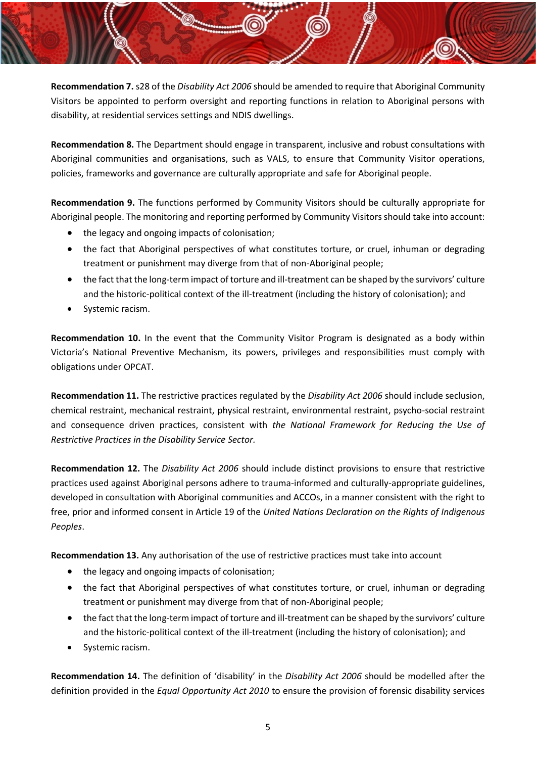**Recommendation 7.** s28 of the *Disability Act 2006* should be amended to require that Aboriginal Community Visitors be appointed to perform oversight and reporting functions in relation to Aboriginal persons with disability, at residential services settings and NDIS dwellings.

**Recommendation 8.** The Department should engage in transparent, inclusive and robust consultations with Aboriginal communities and organisations, such as VALS, to ensure that Community Visitor operations, policies, frameworks and governance are culturally appropriate and safe for Aboriginal people.

**Recommendation 9.** The functions performed by Community Visitors should be culturally appropriate for Aboriginal people. The monitoring and reporting performed by Community Visitors should take into account:

- the legacy and ongoing impacts of colonisation;
- the fact that Aboriginal perspectives of what constitutes torture, or cruel, inhuman or degrading treatment or punishment may diverge from that of non-Aboriginal people;
- the fact that the long-term impact of torture and ill-treatment can be shaped by the survivors' culture and the historic-political context of the ill-treatment (including the history of colonisation); and
- Systemic racism.

**Recommendation 10.** In the event that the Community Visitor Program is designated as a body within Victoria's National Preventive Mechanism, its powers, privileges and responsibilities must comply with obligations under OPCAT.

**Recommendation 11.** The restrictive practices regulated by the *Disability Act 2006* should include seclusion, chemical restraint, mechanical restraint, physical restraint, environmental restraint, psycho-social restraint and consequence driven practices, consistent with *the National Framework for Reducing the Use of Restrictive Practices in the Disability Service Sector.*

**Recommendation 12.** The *Disability Act 2006* should include distinct provisions to ensure that restrictive practices used against Aboriginal persons adhere to trauma-informed and culturally-appropriate guidelines, developed in consultation with Aboriginal communities and ACCOs, in a manner consistent with the right to free, prior and informed consent in Article 19 of the *United Nations Declaration on the Rights of Indigenous Peoples*.

**Recommendation 13.** Any authorisation of the use of restrictive practices must take into account

- the legacy and ongoing impacts of colonisation;
- the fact that Aboriginal perspectives of what constitutes torture, or cruel, inhuman or degrading treatment or punishment may diverge from that of non-Aboriginal people;
- the fact that the long-term impact of torture and ill-treatment can be shaped by the survivors' culture and the historic-political context of the ill-treatment (including the history of colonisation); and
- Systemic racism.

**Recommendation 14.** The definition of 'disability' in the *Disability Act 2006* should be modelled after the definition provided in the *Equal Opportunity Act 2010* to ensure the provision of forensic disability services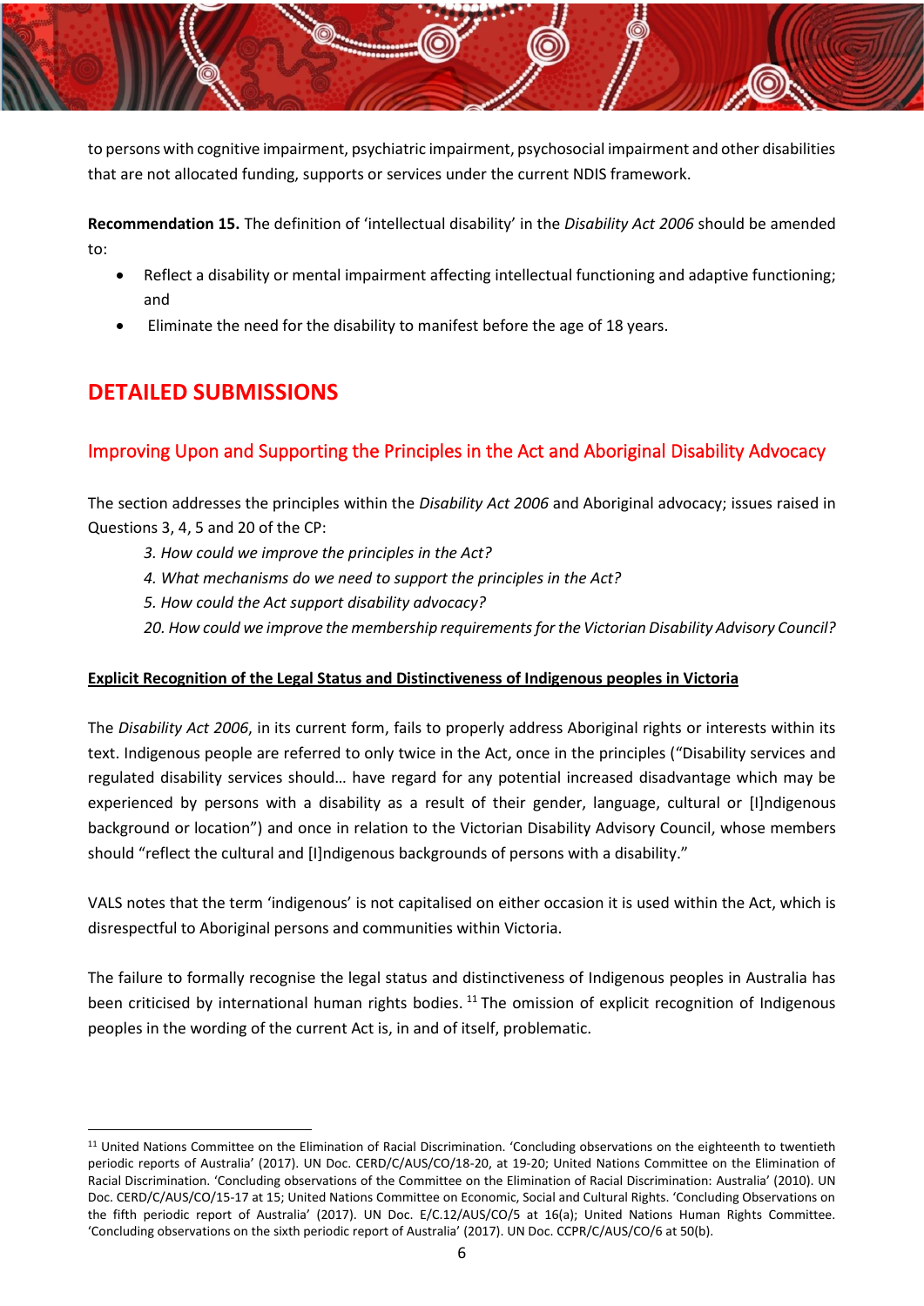to persons with cognitive impairment, psychiatric impairment, psychosocial impairment and other disabilities that are not allocated funding, supports or services under the current NDIS framework.

**Recommendation 15.** The definition of 'intellectual disability' in the *Disability Act 2006* should be amended to:

- Reflect a disability or mental impairment affecting intellectual functioning and adaptive functioning; and
- Eliminate the need for the disability to manifest before the age of 18 years.

# DETAILED SUBMISSIONS

## Improving Upon and Supporting the Principles in the Act and Aboriginal Disability Advocacy

The section addresses the principles within the *Disability Act 2006* and Aboriginal advocacy; issues raised in Questions 3, 4, 5 and 20 of the CP:

> *3. How could we improve the principles in the Act?*
> *4. What mechanisms do we need to support the principles in the Act?*
> *5. How could the Act support disability advocacy?*
> *20. How could we improve the membership requirements for the Victorian Disability Advisory Council?*

### Explicit Recognition of the Legal Status and Distinctiveness of Indigenous peoples in Victoria

The *Disability Act 2006*, in its current form, fails to properly address Aboriginal rights or interests within its text. Indigenous people are referred to only twice in the Act, once in the principles ("Disability services and regulated disability services should… have regard for any potential increased disadvantage which may be experienced by persons with a disability as a result of their gender, language, cultural or [I]ndigenous background or location") and once in relation to the Victorian Disability Advisory Council, whose members should "reflect the cultural and [I]ndigenous backgrounds of persons with a disability."

VALS notes that the term 'indigenous' is not capitalised on either occasion it is used within the Act, which is disrespectful to Aboriginal persons and communities within Victoria.

The failure to formally recognise the legal status and distinctiveness of Indigenous peoples in Australia has been criticised by international human rights bodies.[11] The omission of explicit recognition of Indigenous peoples in the wording of the current Act is, in and of itself, problematic.

---

[11] United Nations Committee on the Elimination of Racial Discrimination. 'Concluding observations on the eighteenth to twentieth periodic reports of Australia' (2017). UN Doc. CERD/C/AUS/CO/18-20, at 19-20; United Nations Committee on the Elimination of Racial Discrimination. 'Concluding observations of the Committee on the Elimination of Racial Discrimination: Australia' (2010). UN Doc. CERD/C/AUS/CO/15-17 at 15; United Nations Committee on Economic, Social and Cultural Rights. 'Concluding Observations on the fifth periodic report of Australia' (2017). UN Doc. E/C.12/AUS/CO/5 at 16(a); United Nations Human Rights Committee. 'Concluding observations on the sixth periodic report of Australia' (2017). UN Doc. CCPR/C/AUS/CO/6 at 50(b).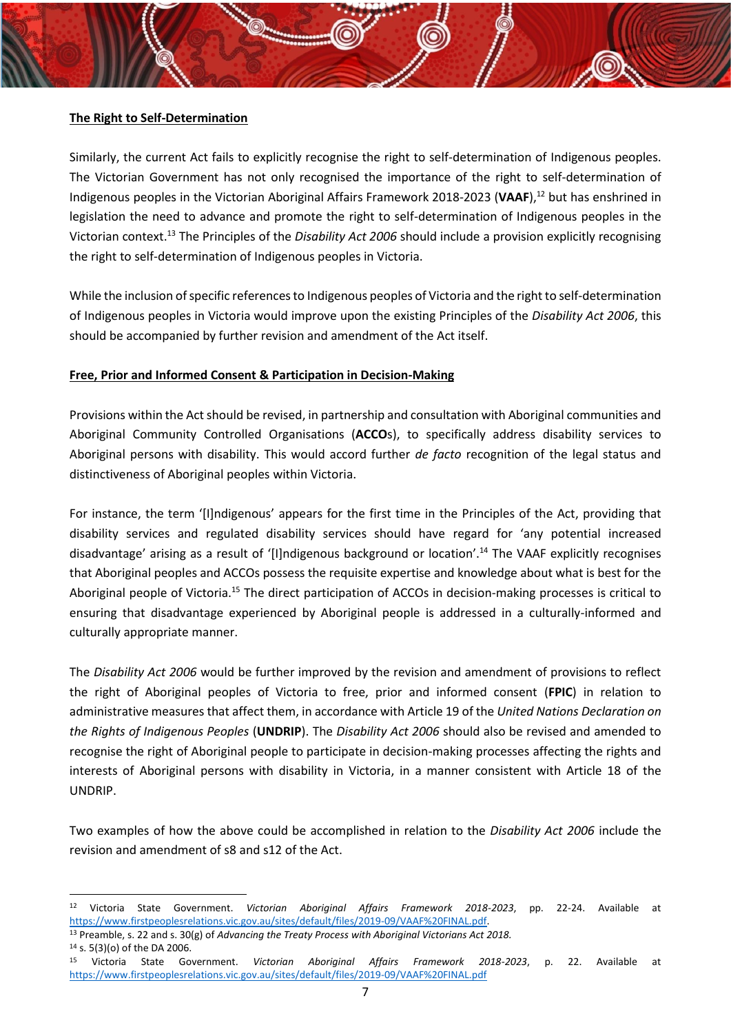**The Right to Self-Determination**

Similarly, the current Act fails to explicitly recognise the right to self-determination of Indigenous peoples. The Victorian Government has not only recognised the importance of the right to self-determination of Indigenous peoples in the Victorian Aboriginal Affairs Framework 2018-2023 (**VAAF**),[12] but has enshrined in legislation the need to advance and promote the right to self-determination of Indigenous peoples in the Victorian context.[13] The Principles of the *Disability Act 2006* should include a provision explicitly recognising the right to self-determination of Indigenous peoples in Victoria.

While the inclusion of specific references to Indigenous peoples of Victoria and the right to self-determination of Indigenous peoples in Victoria would improve upon the existing Principles of the *Disability Act 2006*, this should be accompanied by further revision and amendment of the Act itself.

**Free, Prior and Informed Consent & Participation in Decision-Making**

Provisions within the Act should be revised, in partnership and consultation with Aboriginal communities and Aboriginal Community Controlled Organisations (**ACCO**s), to specifically address disability services to Aboriginal persons with disability. This would accord further *de facto* recognition of the legal status and distinctiveness of Aboriginal peoples within Victoria.

For instance, the term '[I]ndigenous' appears for the first time in the Principles of the Act, providing that disability services and regulated disability services should have regard for 'any potential increased disadvantage' arising as a result of '[I]ndigenous background or location'.[14] The VAAF explicitly recognises that Aboriginal peoples and ACCOs possess the requisite expertise and knowledge about what is best for the Aboriginal people of Victoria.[15] The direct participation of ACCOs in decision-making processes is critical to ensuring that disadvantage experienced by Aboriginal people is addressed in a culturally-informed and culturally appropriate manner.

The *Disability Act 2006* would be further improved by the revision and amendment of provisions to reflect the right of Aboriginal peoples of Victoria to free, prior and informed consent (**FPIC**) in relation to administrative measures that affect them, in accordance with Article 19 of the *United Nations Declaration on the Rights of Indigenous Peoples* (**UNDRIP**). The *Disability Act 2006* should also be revised and amended to recognise the right of Aboriginal people to participate in decision-making processes affecting the rights and interests of Aboriginal persons with disability in Victoria, in a manner consistent with Article 18 of the UNDRIP.

Two examples of how the above could be accomplished in relation to the *Disability Act 2006* include the revision and amendment of s8 and s12 of the Act.

---

[12] Victoria State Government. *Victorian Aboriginal Affairs Framework 2018-2023*, pp. 22-24. Available at https://www.firstpeoplesrelations.vic.gov.au/sites/default/files/2019-09/VAAF%20FINAL.pdf.

[13] Preamble, s. 22 and s. 30(g) of *Advancing the Treaty Process with Aboriginal Victorians Act 2018.*

[14] s. 5(3)(o) of the DA 2006.

[15] Victoria State Government. *Victorian Aboriginal Affairs Framework 2018-2023*, p. 22. Available at https://www.firstpeoplesrelations.vic.gov.au/sites/default/files/2019-09/VAAF%20FINAL.pdf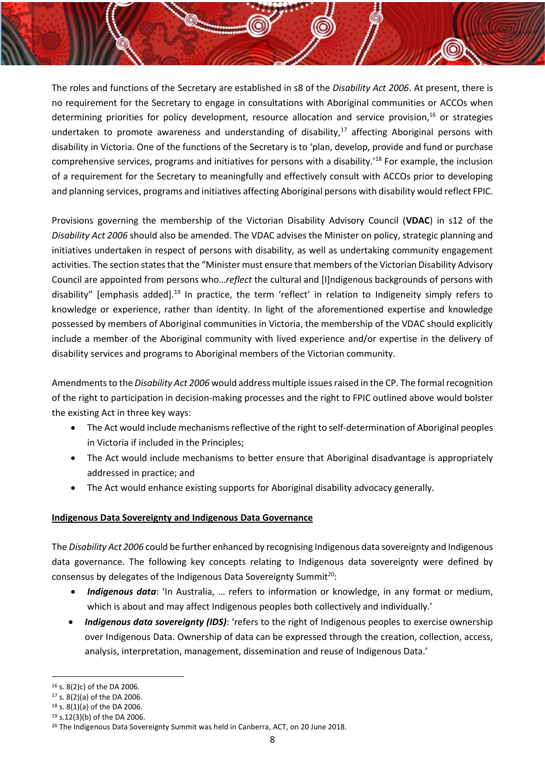The roles and functions of the Secretary are established in s8 of the *Disability Act 2006*. At present, there is no requirement for the Secretary to engage in consultations with Aboriginal communities or ACCOs when determining priorities for policy development, resource allocation and service provision,[16] or strategies undertaken to promote awareness and understanding of disability,[17] affecting Aboriginal persons with disability in Victoria. One of the functions of the Secretary is to 'plan, develop, provide and fund or purchase comprehensive services, programs and initiatives for persons with a disability.'[18] For example, the inclusion of a requirement for the Secretary to meaningfully and effectively consult with ACCOs prior to developing and planning services, programs and initiatives affecting Aboriginal persons with disability would reflect FPIC.

Provisions governing the membership of the Victorian Disability Advisory Council (**VDAC**) in s12 of the *Disability Act 2006* should also be amended. The VDAC advises the Minister on policy, strategic planning and initiatives undertaken in respect of persons with disability, as well as undertaking community engagement activities. The section states that the "Minister must ensure that members of the Victorian Disability Advisory Council are appointed from persons who…*reflect* the cultural and [I]ndigenous backgrounds of persons with disability" [emphasis added].[19] In practice, the term 'reflect' in relation to Indigeneity simply refers to knowledge or experience, rather than identity. In light of the aforementioned expertise and knowledge possessed by members of Aboriginal communities in Victoria, the membership of the VDAC should explicitly include a member of the Aboriginal community with lived experience and/or expertise in the delivery of disability services and programs to Aboriginal members of the Victorian community.

Amendments to the *Disability Act 2006* would address multiple issues raised in the CP. The formal recognition of the right to participation in decision-making processes and the right to FPIC outlined above would bolster the existing Act in three key ways:

- The Act would include mechanisms reflective of the right to self-determination of Aboriginal peoples in Victoria if included in the Principles;
- The Act would include mechanisms to better ensure that Aboriginal disadvantage is appropriately addressed in practice; and
- The Act would enhance existing supports for Aboriginal disability advocacy generally.

**<u>Indigenous Data Sovereignty and Indigenous Data Governance</u>**

The *Disability Act 2006* could be further enhanced by recognising Indigenous data sovereignty and Indigenous data governance. The following key concepts relating to Indigenous data sovereignty were defined by consensus by delegates of the Indigenous Data Sovereignty Summit[20]:

- ***Indigenous data***: 'In Australia, … refers to information or knowledge, in any format or medium, which is about and may affect Indigenous peoples both collectively and individually.'
- ***Indigenous data sovereignty (IDS)***: 'refers to the right of Indigenous peoples to exercise ownership over Indigenous Data. Ownership of data can be expressed through the creation, collection, access, analysis, interpretation, management, dissemination and reuse of Indigenous Data.'

---

[16] s. 8(2)c) of the DA 2006.
[17] s. 8(2)(a) of the DA 2006.
[18] s. 8(1)(a) of the DA 2006.
[19] s.12(3)(b) of the DA 2006.
[20] The Indigenous Data Sovereignty Summit was held in Canberra, ACT, on 20 June 2018.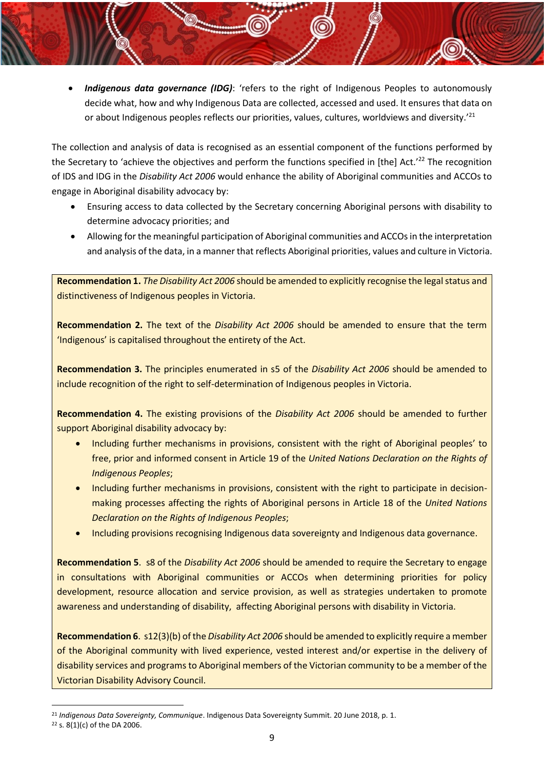- ***Indigenous data governance (IDG)***: 'refers to the right of Indigenous Peoples to autonomously decide what, how and why Indigenous Data are collected, accessed and used. It ensures that data on or about Indigenous peoples reflects our priorities, values, cultures, worldviews and diversity.'[21]

The collection and analysis of data is recognised as an essential component of the functions performed by the Secretary to 'achieve the objectives and perform the functions specified in [the] Act.'[22] The recognition of IDS and IDG in the *Disability Act 2006* would enhance the ability of Aboriginal communities and ACCOs to engage in Aboriginal disability advocacy by:

- Ensuring access to data collected by the Secretary concerning Aboriginal persons with disability to determine advocacy priorities; and
- Allowing for the meaningful participation of Aboriginal communities and ACCOs in the interpretation and analysis of the data, in a manner that reflects Aboriginal priorities, values and culture in Victoria.

**Recommendation 1.** *The Disability Act 2006* should be amended to explicitly recognise the legal status and distinctiveness of Indigenous peoples in Victoria.

**Recommendation 2.** The text of the *Disability Act 2006* should be amended to ensure that the term 'Indigenous' is capitalised throughout the entirety of the Act.

**Recommendation 3.** The principles enumerated in s5 of the *Disability Act 2006* should be amended to include recognition of the right to self-determination of Indigenous peoples in Victoria.

**Recommendation 4.** The existing provisions of the *Disability Act 2006* should be amended to further support Aboriginal disability advocacy by:

- Including further mechanisms in provisions, consistent with the right of Aboriginal peoples' to free, prior and informed consent in Article 19 of the *United Nations Declaration on the Rights of Indigenous Peoples*;
- Including further mechanisms in provisions, consistent with the right to participate in decision-making processes affecting the rights of Aboriginal persons in Article 18 of the *United Nations Declaration on the Rights of Indigenous Peoples*;
- Including provisions recognising Indigenous data sovereignty and Indigenous data governance.

**Recommendation 5**. s8 of the *Disability Act 2006* should be amended to require the Secretary to engage in consultations with Aboriginal communities or ACCOs when determining priorities for policy development, resource allocation and service provision, as well as strategies undertaken to promote awareness and understanding of disability, affecting Aboriginal persons with disability in Victoria.

**Recommendation 6**. s12(3)(b) of the *Disability Act 2006* should be amended to explicitly require a member of the Aboriginal community with lived experience, vested interest and/or expertise in the delivery of disability services and programs to Aboriginal members of the Victorian community to be a member of the Victorian Disability Advisory Council.

---

[21] *Indigenous Data Sovereignty, Communique*. Indigenous Data Sovereignty Summit. 20 June 2018, p. 1.

[22] s. 8(1)(c) of the DA 2006.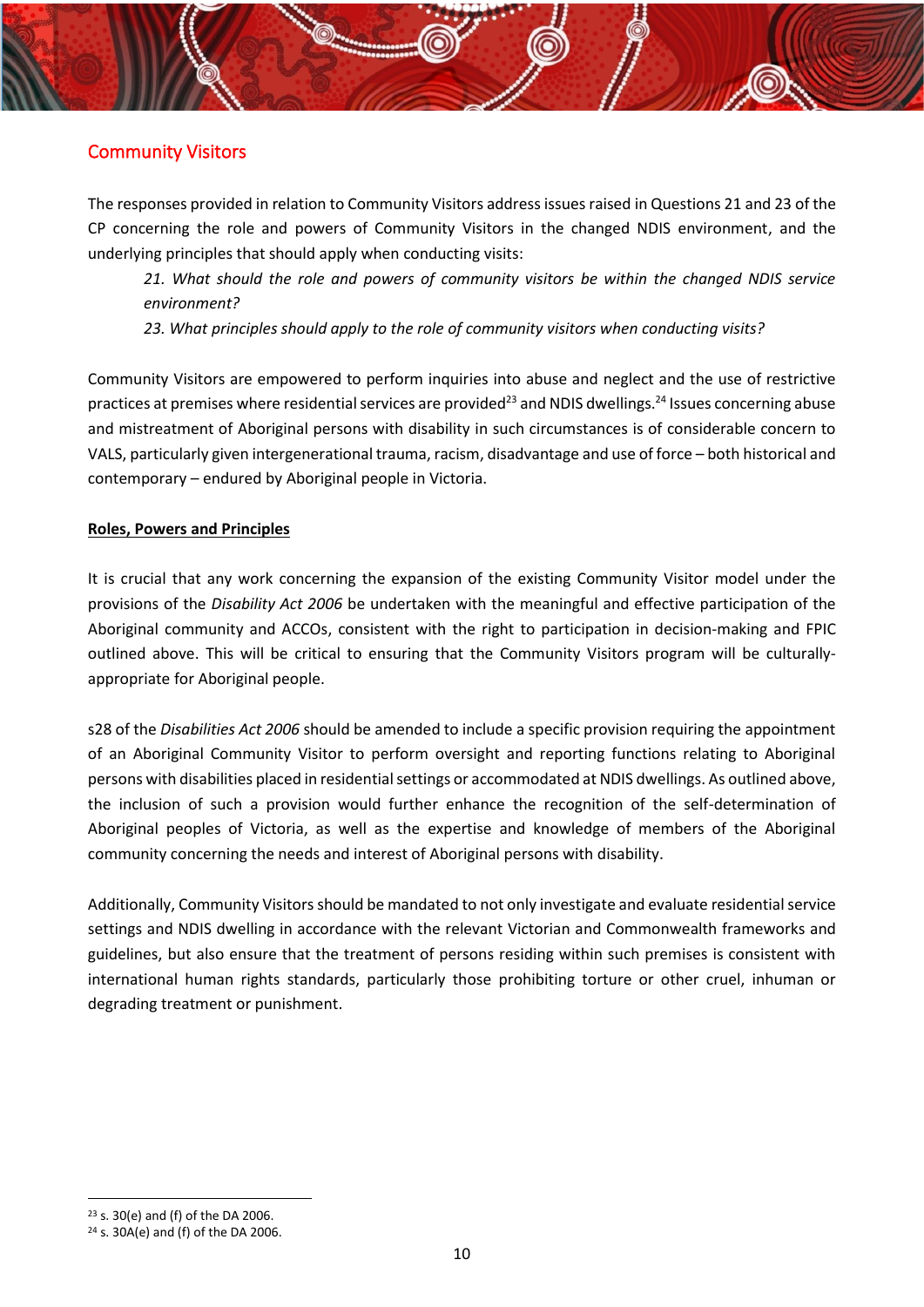## Community Visitors

The responses provided in relation to Community Visitors address issues raised in Questions 21 and 23 of the CP concerning the role and powers of Community Visitors in the changed NDIS environment, and the underlying principles that should apply when conducting visits:

> *21. What should the role and powers of community visitors be within the changed NDIS service environment?*
>
> *23. What principles should apply to the role of community visitors when conducting visits?*

Community Visitors are empowered to perform inquiries into abuse and neglect and the use of restrictive practices at premises where residential services are provided[23] and NDIS dwellings.[24] Issues concerning abuse and mistreatment of Aboriginal persons with disability in such circumstances is of considerable concern to VALS, particularly given intergenerational trauma, racism, disadvantage and use of force – both historical and contemporary – endured by Aboriginal people in Victoria.

**Roles, Powers and Principles**

It is crucial that any work concerning the expansion of the existing Community Visitor model under the provisions of the *Disability Act 2006* be undertaken with the meaningful and effective participation of the Aboriginal community and ACCOs, consistent with the right to participation in decision-making and FPIC outlined above. This will be critical to ensuring that the Community Visitors program will be culturally-appropriate for Aboriginal people.

s28 of the *Disabilities Act 2006* should be amended to include a specific provision requiring the appointment of an Aboriginal Community Visitor to perform oversight and reporting functions relating to Aboriginal persons with disabilities placed in residential settings or accommodated at NDIS dwellings. As outlined above, the inclusion of such a provision would further enhance the recognition of the self-determination of Aboriginal peoples of Victoria, as well as the expertise and knowledge of members of the Aboriginal community concerning the needs and interest of Aboriginal persons with disability.

Additionally, Community Visitors should be mandated to not only investigate and evaluate residential service settings and NDIS dwelling in accordance with the relevant Victorian and Commonwealth frameworks and guidelines, but also ensure that the treatment of persons residing within such premises is consistent with international human rights standards, particularly those prohibiting torture or other cruel, inhuman or degrading treatment or punishment.

---

[23] s. 30(e) and (f) of the DA 2006.

[24] s. 30A(e) and (f) of the DA 2006.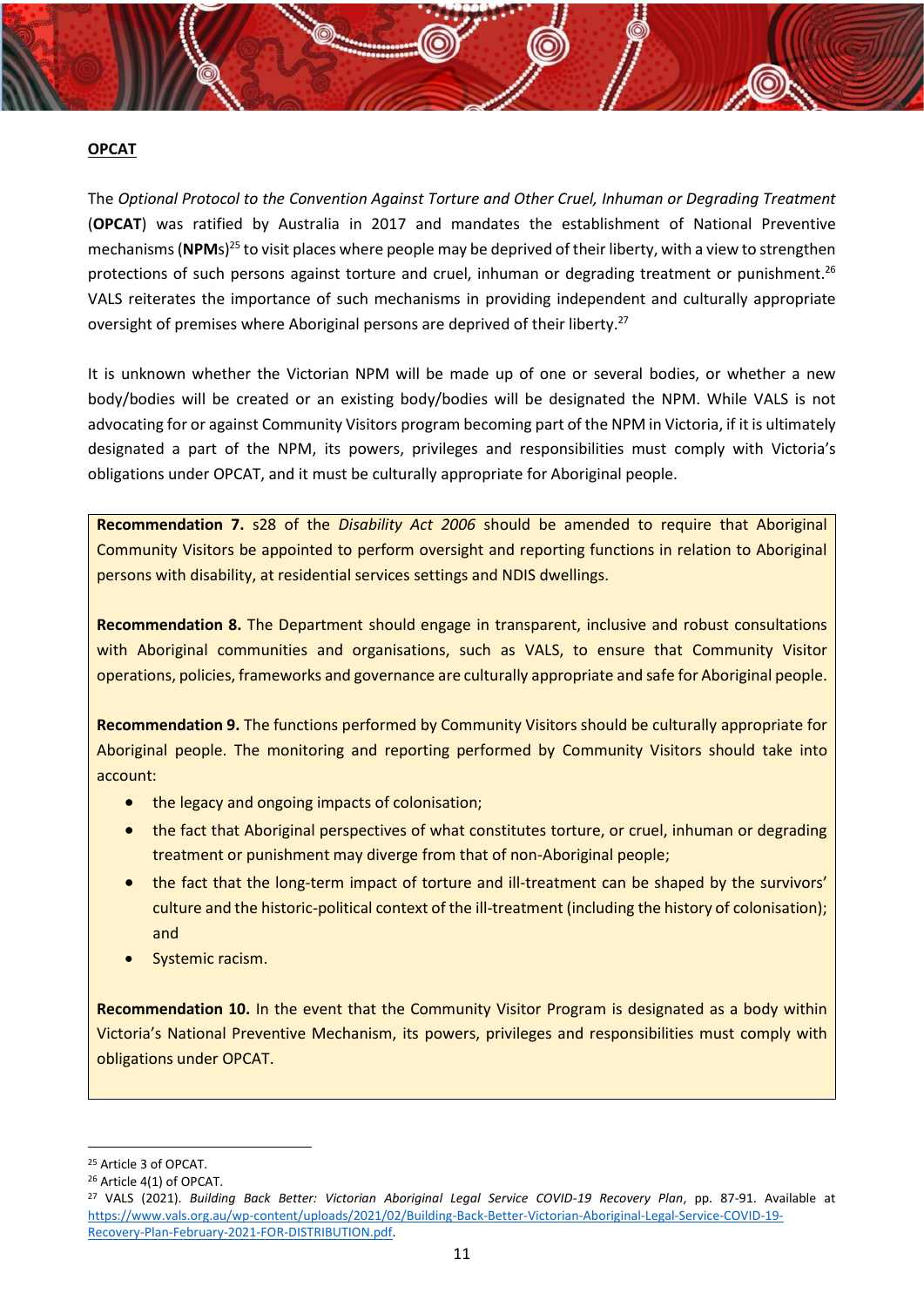**OPCAT**

The *Optional Protocol to the Convention Against Torture and Other Cruel, Inhuman or Degrading Treatment* (**OPCAT**) was ratified by Australia in 2017 and mandates the establishment of National Preventive mechanisms (**NPM**s)[25] to visit places where people may be deprived of their liberty, with a view to strengthen protections of such persons against torture and cruel, inhuman or degrading treatment or punishment.[26] VALS reiterates the importance of such mechanisms in providing independent and culturally appropriate oversight of premises where Aboriginal persons are deprived of their liberty.[27]

It is unknown whether the Victorian NPM will be made up of one or several bodies, or whether a new body/bodies will be created or an existing body/bodies will be designated the NPM. While VALS is not advocating for or against Community Visitors program becoming part of the NPM in Victoria, if it is ultimately designated a part of the NPM, its powers, privileges and responsibilities must comply with Victoria's obligations under OPCAT, and it must be culturally appropriate for Aboriginal people.

> **Recommendation 7.** s28 of the *Disability Act 2006* should be amended to require that Aboriginal Community Visitors be appointed to perform oversight and reporting functions in relation to Aboriginal persons with disability, at residential services settings and NDIS dwellings.
>
> **Recommendation 8.** The Department should engage in transparent, inclusive and robust consultations with Aboriginal communities and organisations, such as VALS, to ensure that Community Visitor operations, policies, frameworks and governance are culturally appropriate and safe for Aboriginal people.
>
> **Recommendation 9.** The functions performed by Community Visitors should be culturally appropriate for Aboriginal people. The monitoring and reporting performed by Community Visitors should take into account:
>
> - the legacy and ongoing impacts of colonisation;
> - the fact that Aboriginal perspectives of what constitutes torture, or cruel, inhuman or degrading treatment or punishment may diverge from that of non-Aboriginal people;
> - the fact that the long-term impact of torture and ill-treatment can be shaped by the survivors' culture and the historic-political context of the ill-treatment (including the history of colonisation); and
> - Systemic racism.
>
> **Recommendation 10.** In the event that the Community Visitor Program is designated as a body within Victoria's National Preventive Mechanism, its powers, privileges and responsibilities must comply with obligations under OPCAT.

---

[25] Article 3 of OPCAT.

[26] Article 4(1) of OPCAT.

[27] VALS (2021). *Building Back Better: Victorian Aboriginal Legal Service COVID-19 Recovery Plan*, pp. 87-91. Available at https://www.vals.org.au/wp-content/uploads/2021/02/Building-Back-Better-Victorian-Aboriginal-Legal-Service-COVID-19-Recovery-Plan-February-2021-FOR-DISTRIBUTION.pdf.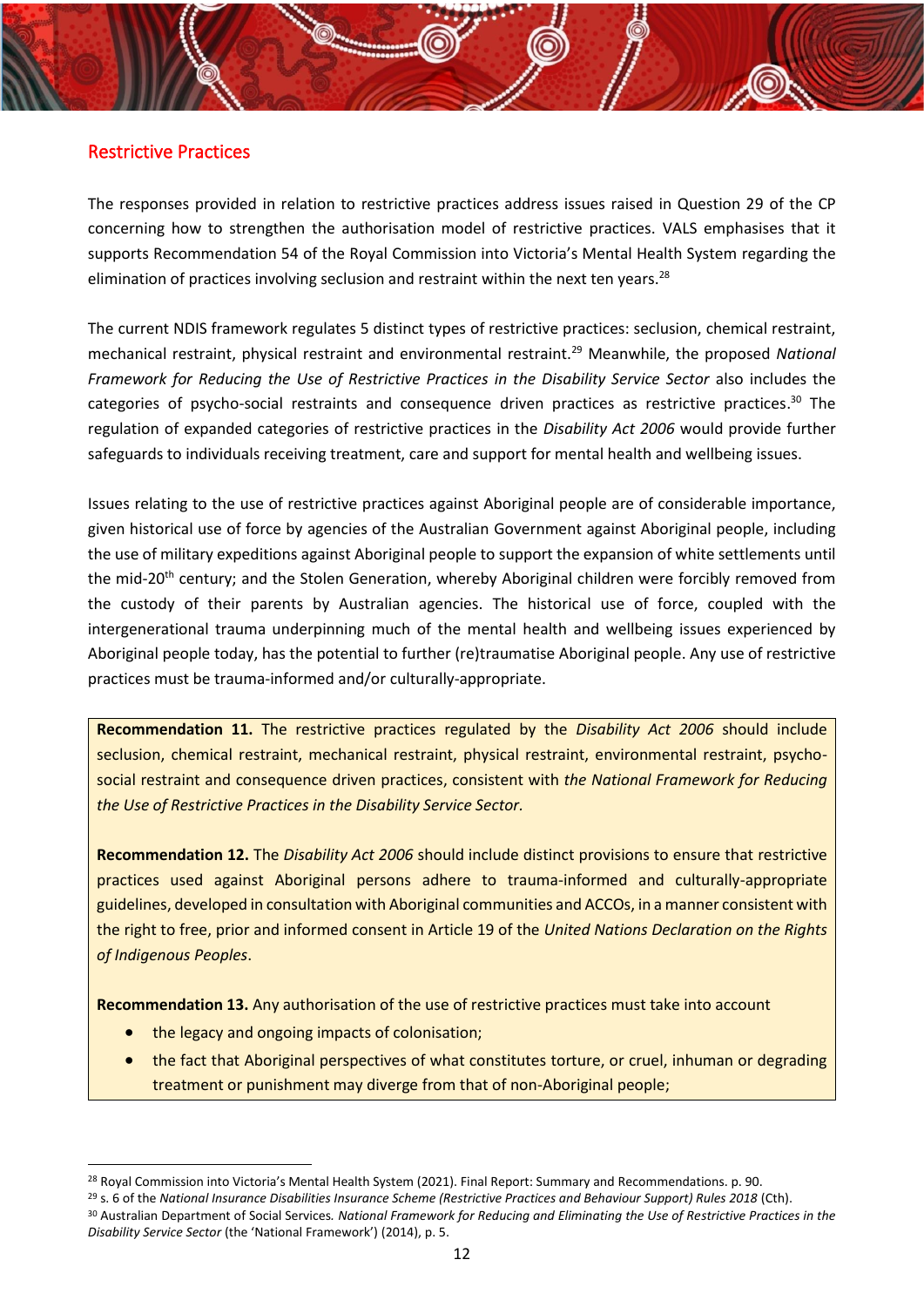## Restrictive Practices

The responses provided in relation to restrictive practices address issues raised in Question 29 of the CP concerning how to strengthen the authorisation model of restrictive practices. VALS emphasises that it supports Recommendation 54 of the Royal Commission into Victoria's Mental Health System regarding the elimination of practices involving seclusion and restraint within the next ten years.[28]

The current NDIS framework regulates 5 distinct types of restrictive practices: seclusion, chemical restraint, mechanical restraint, physical restraint and environmental restraint.[29] Meanwhile, the proposed *National Framework for Reducing the Use of Restrictive Practices in the Disability Service Sector* also includes the categories of psycho-social restraints and consequence driven practices as restrictive practices.[30] The regulation of expanded categories of restrictive practices in the *Disability Act 2006* would provide further safeguards to individuals receiving treatment, care and support for mental health and wellbeing issues.

Issues relating to the use of restrictive practices against Aboriginal people are of considerable importance, given historical use of force by agencies of the Australian Government against Aboriginal people, including the use of military expeditions against Aboriginal people to support the expansion of white settlements until the mid-20th century; and the Stolen Generation, whereby Aboriginal children were forcibly removed from the custody of their parents by Australian agencies. The historical use of force, coupled with the intergenerational trauma underpinning much of the mental health and wellbeing issues experienced by Aboriginal people today, has the potential to further (re)traumatise Aboriginal people. Any use of restrictive practices must be trauma-informed and/or culturally-appropriate.

**Recommendation 11.** The restrictive practices regulated by the *Disability Act 2006* should include seclusion, chemical restraint, mechanical restraint, physical restraint, environmental restraint, psycho-social restraint and consequence driven practices, consistent with *the National Framework for Reducing the Use of Restrictive Practices in the Disability Service Sector*.

**Recommendation 12.** The *Disability Act 2006* should include distinct provisions to ensure that restrictive practices used against Aboriginal persons adhere to trauma-informed and culturally-appropriate guidelines, developed in consultation with Aboriginal communities and ACCOs, in a manner consistent with the right to free, prior and informed consent in Article 19 of the *United Nations Declaration on the Rights of Indigenous Peoples*.

**Recommendation 13.** Any authorisation of the use of restrictive practices must take into account

- the legacy and ongoing impacts of colonisation;
- the fact that Aboriginal perspectives of what constitutes torture, or cruel, inhuman or degrading treatment or punishment may diverge from that of non-Aboriginal people;

---

[28] Royal Commission into Victoria's Mental Health System (2021). Final Report: Summary and Recommendations. p. 90.

[29] s. 6 of the *National Insurance Disabilities Insurance Scheme (Restrictive Practices and Behaviour Support) Rules 2018* (Cth).

[30] Australian Department of Social Services. *National Framework for Reducing and Eliminating the Use of Restrictive Practices in the Disability Service Sector* (the 'National Framework') (2014), p. 5.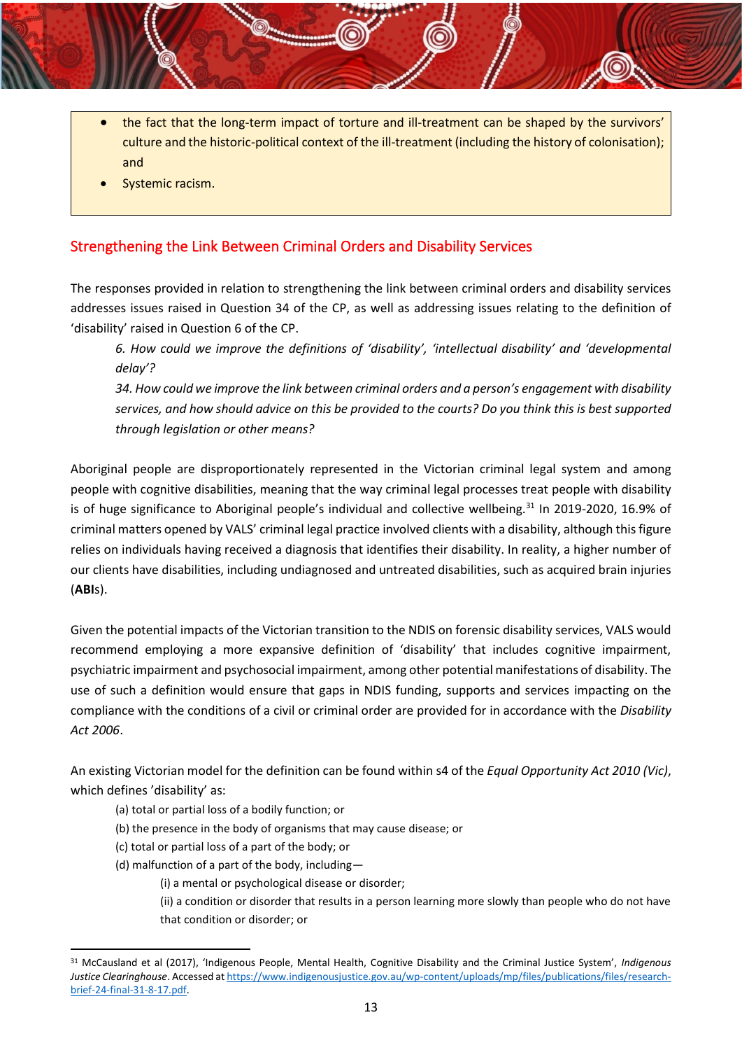- the fact that the long-term impact of torture and ill-treatment can be shaped by the survivors' culture and the historic-political context of the ill-treatment (including the history of colonisation); and
- Systemic racism.

## Strengthening the Link Between Criminal Orders and Disability Services

The responses provided in relation to strengthening the link between criminal orders and disability services addresses issues raised in Question 34 of the CP, as well as addressing issues relating to the definition of 'disability' raised in Question 6 of the CP.

> *6. How could we improve the definitions of 'disability', 'intellectual disability' and 'developmental delay'?*
>
> *34. How could we improve the link between criminal orders and a person's engagement with disability services, and how should advice on this be provided to the courts? Do you think this is best supported through legislation or other means?*

Aboriginal people are disproportionately represented in the Victorian criminal legal system and among people with cognitive disabilities, meaning that the way criminal legal processes treat people with disability is of huge significance to Aboriginal people's individual and collective wellbeing.[31] In 2019-2020, 16.9% of criminal matters opened by VALS' criminal legal practice involved clients with a disability, although this figure relies on individuals having received a diagnosis that identifies their disability. In reality, a higher number of our clients have disabilities, including undiagnosed and untreated disabilities, such as acquired brain injuries (**ABI**s).

Given the potential impacts of the Victorian transition to the NDIS on forensic disability services, VALS would recommend employing a more expansive definition of 'disability' that includes cognitive impairment, psychiatric impairment and psychosocial impairment, among other potential manifestations of disability. The use of such a definition would ensure that gaps in NDIS funding, supports and services impacting on the compliance with the conditions of a civil or criminal order are provided for in accordance with the *Disability Act 2006*.

An existing Victorian model for the definition can be found within s4 of the *Equal Opportunity Act 2010 (Vic)*, which defines 'disability' as:

> (a) total or partial loss of a bodily function; or
>
> (b) the presence in the body of organisms that may cause disease; or
>
> (c) total or partial loss of a part of the body; or
>
> (d) malfunction of a part of the body, including—
>
> > (i) a mental or psychological disease or disorder;
> >
> > (ii) a condition or disorder that results in a person learning more slowly than people who do not have that condition or disorder; or

---

[31] McCausland et al (2017), 'Indigenous People, Mental Health, Cognitive Disability and the Criminal Justice System', *Indigenous Justice Clearinghouse*. Accessed at https://www.indigenousjustice.gov.au/wp-content/uploads/mp/files/publications/files/research-brief-24-final-31-8-17.pdf.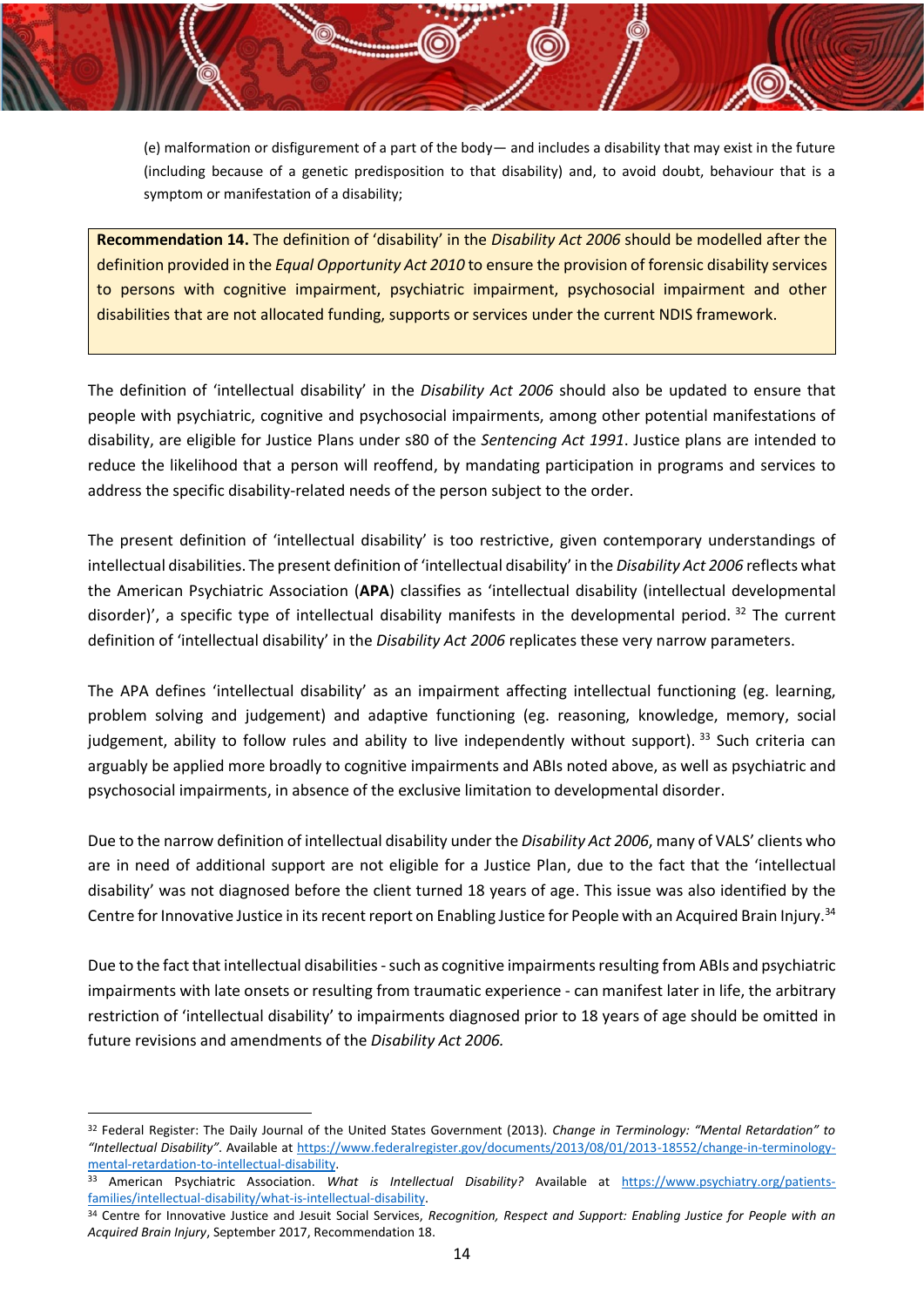(e) malformation or disfigurement of a part of the body— and includes a disability that may exist in the future (including because of a genetic predisposition to that disability) and, to avoid doubt, behaviour that is a symptom or manifestation of a disability;

> **Recommendation 14.** The definition of 'disability' in the *Disability Act 2006* should be modelled after the definition provided in the *Equal Opportunity Act 2010* to ensure the provision of forensic disability services to persons with cognitive impairment, psychiatric impairment, psychosocial impairment and other disabilities that are not allocated funding, supports or services under the current NDIS framework.

The definition of 'intellectual disability' in the *Disability Act 2006* should also be updated to ensure that people with psychiatric, cognitive and psychosocial impairments, among other potential manifestations of disability, are eligible for Justice Plans under s80 of the *Sentencing Act 1991*. Justice plans are intended to reduce the likelihood that a person will reoffend, by mandating participation in programs and services to address the specific disability-related needs of the person subject to the order.

The present definition of 'intellectual disability' is too restrictive, given contemporary understandings of intellectual disabilities. The present definition of 'intellectual disability' in the *Disability Act 2006* reflects what the American Psychiatric Association (**APA**) classifies as 'intellectual disability (intellectual developmental disorder)', a specific type of intellectual disability manifests in the developmental period.[32] The current definition of 'intellectual disability' in the *Disability Act 2006* replicates these very narrow parameters.

The APA defines 'intellectual disability' as an impairment affecting intellectual functioning (eg. learning, problem solving and judgement) and adaptive functioning (eg. reasoning, knowledge, memory, social judgement, ability to follow rules and ability to live independently without support).[33] Such criteria can arguably be applied more broadly to cognitive impairments and ABIs noted above, as well as psychiatric and psychosocial impairments, in absence of the exclusive limitation to developmental disorder.

Due to the narrow definition of intellectual disability under the *Disability Act 2006*, many of VALS' clients who are in need of additional support are not eligible for a Justice Plan, due to the fact that the 'intellectual disability' was not diagnosed before the client turned 18 years of age. This issue was also identified by the Centre for Innovative Justice in its recent report on Enabling Justice for People with an Acquired Brain Injury.[34]

Due to the fact that intellectual disabilities - such as cognitive impairments resulting from ABIs and psychiatric impairments with late onsets or resulting from traumatic experience - can manifest later in life, the arbitrary restriction of 'intellectual disability' to impairments diagnosed prior to 18 years of age should be omitted in future revisions and amendments of the *Disability Act 2006.*

---

[32] Federal Register: The Daily Journal of the United States Government (2013). *Change in Terminology: "Mental Retardation" to "Intellectual Disability".* Available at https://www.federalregister.gov/documents/2013/08/01/2013-18552/change-in-terminology-mental-retardation-to-intellectual-disability.

[33] American Psychiatric Association. *What is Intellectual Disability?* Available at https://www.psychiatry.org/patients-families/intellectual-disability/what-is-intellectual-disability.

[34] Centre for Innovative Justice and Jesuit Social Services, *Recognition, Respect and Support: Enabling Justice for People with an Acquired Brain Injury*, September 2017, Recommendation 18.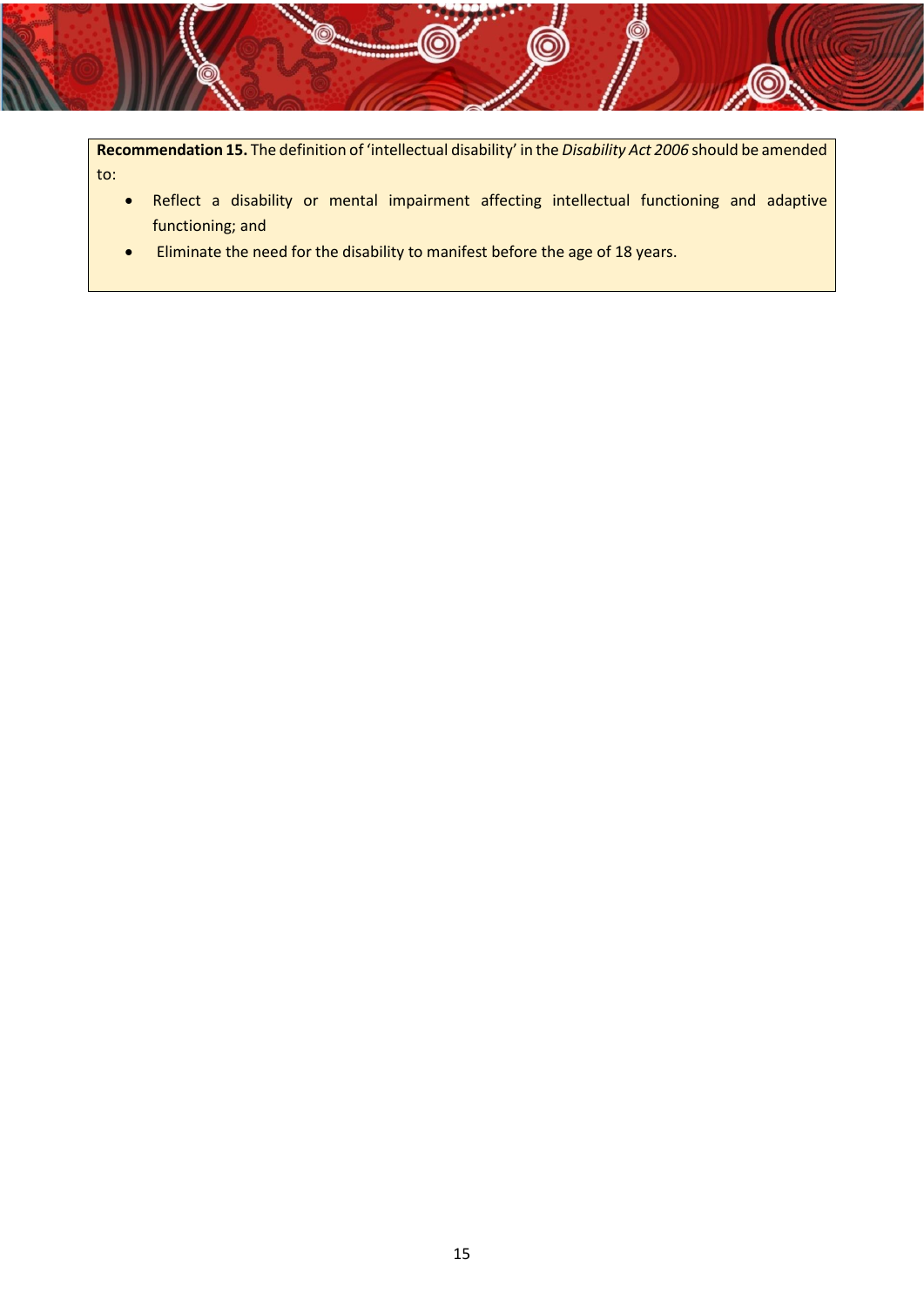**Recommendation 15.** The definition of 'intellectual disability' in the *Disability Act 2006* should be amended to:

- Reflect a disability or mental impairment affecting intellectual functioning and adaptive functioning; and
- Eliminate the need for the disability to manifest before the age of 18 years.